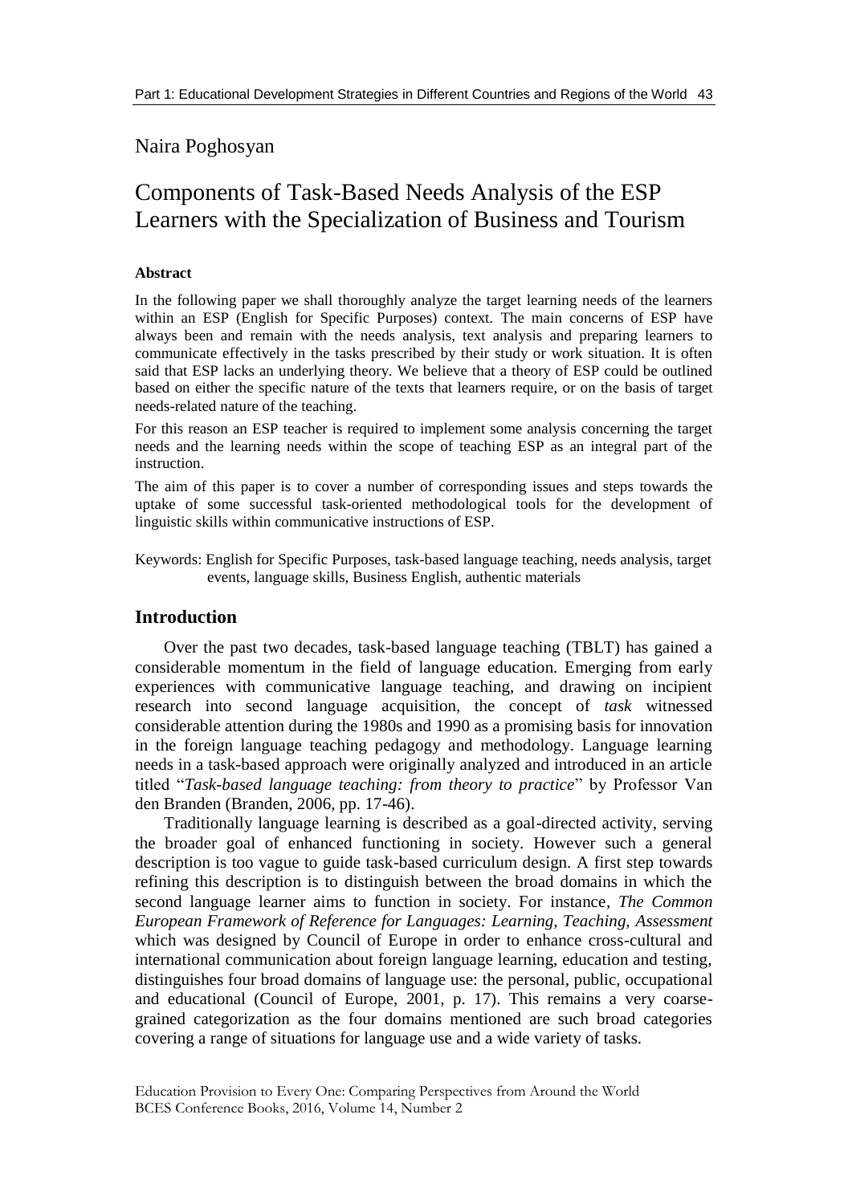Naira Poghosyan

# Components of Task-Based Needs Analysis of the ESP Learners with the Specialization of Business and Tourism

### Abstract

In the following paper we shall thoroughly analyze the target learning needs of the learners within an ESP (English for Specific Purposes) context. The main concerns of ESP have always been and remain with the needs analysis, text analysis and preparing learners to communicate effectively in the tasks prescribed by their study or work situation. It is often said that ESP lacks an underlying theory. We believe that a theory of ESP could be outlined based on either the specific nature of the texts that learners require, or on the basis of target needs-related nature of the teaching.

For this reason an ESP teacher is required to implement some analysis concerning the target needs and the learning needs within the scope of teaching ESP as an integral part of the instruction.

The aim of this paper is to cover a number of corresponding issues and steps towards the uptake of some successful task-oriented methodological tools for the development of linguistic skills within communicative instructions of ESP.

Keywords: English for Specific Purposes, task-based language teaching, needs analysis, target events, language skills, Business English, authentic materials

## Introduction

Over the past two decades, task-based language teaching (TBLT) has gained a considerable momentum in the field of language education. Emerging from early experiences with communicative language teaching, and drawing on incipient research into second language acquisition, the concept of *task* witnessed considerable attention during the 1980s and 1990 as a promising basis for innovation in the foreign language teaching pedagogy and methodology. Language learning needs in a task-based approach were originally analyzed and introduced in an article titled "*Task-based language teaching: from theory to practice*" by Professor Van den Branden (Branden, 2006, pp. 17-46).

Traditionally language learning is described as a goal-directed activity, serving the broader goal of enhanced functioning in society. However such a general description is too vague to guide task-based curriculum design. A first step towards refining this description is to distinguish between the broad domains in which the second language learner aims to function in society. For instance, *The Common European Framework of Reference for Languages: Learning, Teaching, Assessment* which was designed by Council of Europe in order to enhance cross-cultural and international communication about foreign language learning, education and testing, distinguishes four broad domains of language use: the personal, public, occupational and educational (Council of Europe, 2001, p. 17). This remains a very coarse-grained categorization as the four domains mentioned are such broad categories covering a range of situations for language use and a wide variety of tasks.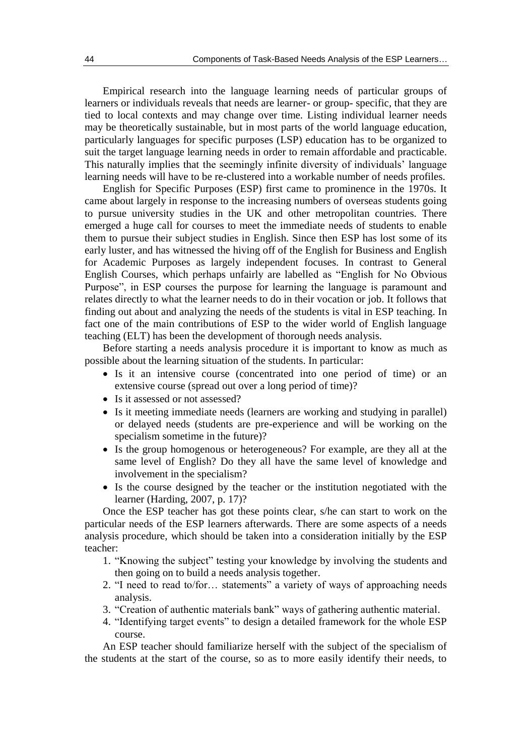Empirical research into the language learning needs of particular groups of learners or individuals reveals that needs are learner- or group- specific, that they are tied to local contexts and may change over time. Listing individual learner needs may be theoretically sustainable, but in most parts of the world language education, particularly languages for specific purposes (LSP) education has to be organized to suit the target language learning needs in order to remain affordable and practicable. This naturally implies that the seemingly infinite diversity of individuals' language learning needs will have to be re-clustered into a workable number of needs profiles.

English for Specific Purposes (ESP) first came to prominence in the 1970s. It came about largely in response to the increasing numbers of overseas students going to pursue university studies in the UK and other metropolitan countries. There emerged a huge call for courses to meet the immediate needs of students to enable them to pursue their subject studies in English. Since then ESP has lost some of its early luster, and has witnessed the hiving off of the English for Business and English for Academic Purposes as largely independent focuses. In contrast to General English Courses, which perhaps unfairly are labelled as "English for No Obvious Purpose", in ESP courses the purpose for learning the language is paramount and relates directly to what the learner needs to do in their vocation or job. It follows that finding out about and analyzing the needs of the students is vital in ESP teaching. In fact one of the main contributions of ESP to the wider world of English language teaching (ELT) has been the development of thorough needs analysis.

Before starting a needs analysis procedure it is important to know as much as possible about the learning situation of the students. In particular:

- Is it an intensive course (concentrated into one period of time) or an extensive course (spread out over a long period of time)?
- Is it assessed or not assessed?
- Is it meeting immediate needs (learners are working and studying in parallel) or delayed needs (students are pre-experience and will be working on the specialism sometime in the future)?
- Is the group homogenous or heterogeneous? For example, are they all at the same level of English? Do they all have the same level of knowledge and involvement in the specialism?
- Is the course designed by the teacher or the institution negotiated with the learner (Harding, 2007, p. 17)?

Once the ESP teacher has got these points clear, s/he can start to work on the particular needs of the ESP learners afterwards. There are some aspects of a needs analysis procedure, which should be taken into a consideration initially by the ESP teacher:

1. "Knowing the subject" testing your knowledge by involving the students and then going on to build a needs analysis together.
2. "I need to read to/for… statements" a variety of ways of approaching needs analysis.
3. "Creation of authentic materials bank" ways of gathering authentic material.
4. "Identifying target events" to design a detailed framework for the whole ESP course.

An ESP teacher should familiarize herself with the subject of the specialism of the students at the start of the course, so as to more easily identify their needs, to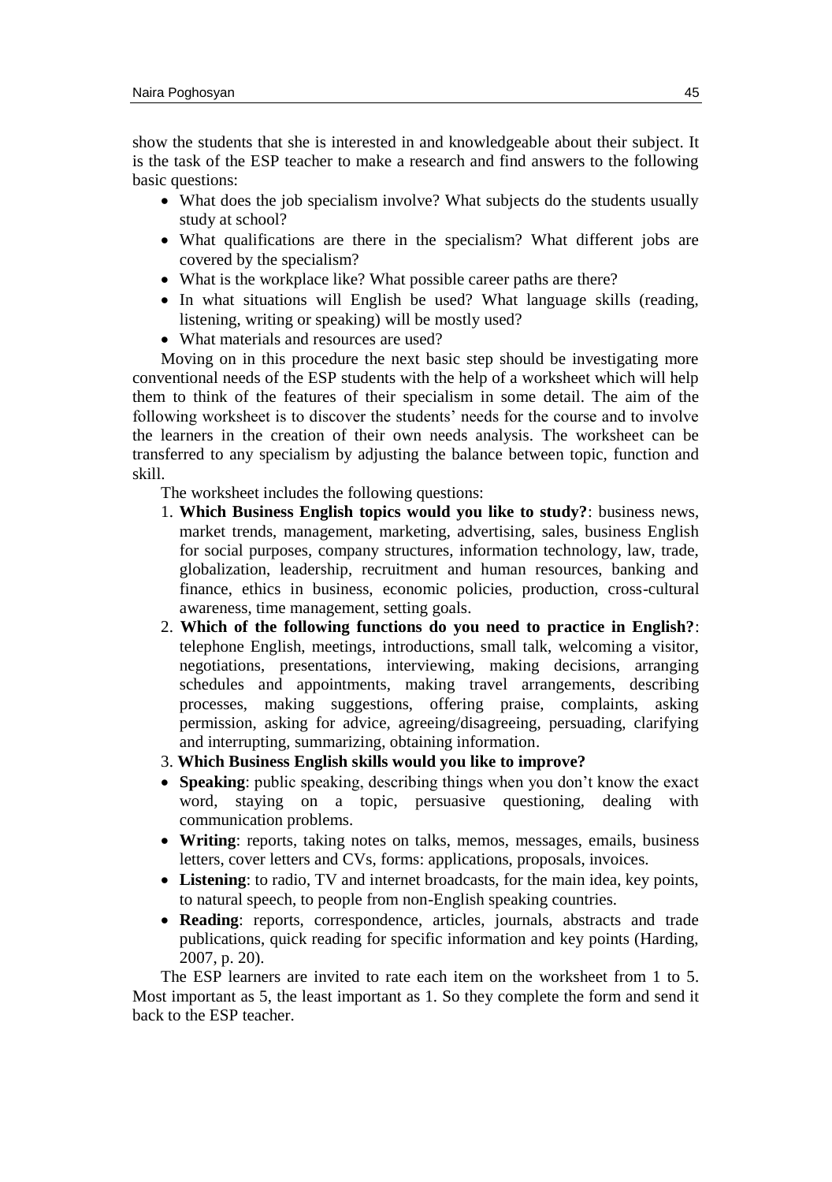show the students that she is interested in and knowledgeable about their subject. It is the task of the ESP teacher to make a research and find answers to the following basic questions:

- What does the job specialism involve? What subjects do the students usually study at school?
- What qualifications are there in the specialism? What different jobs are covered by the specialism?
- What is the workplace like? What possible career paths are there?
- In what situations will English be used? What language skills (reading, listening, writing or speaking) will be mostly used?
- What materials and resources are used?

Moving on in this procedure the next basic step should be investigating more conventional needs of the ESP students with the help of a worksheet which will help them to think of the features of their specialism in some detail. The aim of the following worksheet is to discover the students' needs for the course and to involve the learners in the creation of their own needs analysis. The worksheet can be transferred to any specialism by adjusting the balance between topic, function and skill.

The worksheet includes the following questions:

1. **Which Business English topics would you like to study?**: business news, market trends, management, marketing, advertising, sales, business English for social purposes, company structures, information technology, law, trade, globalization, leadership, recruitment and human resources, banking and finance, ethics in business, economic policies, production, cross-cultural awareness, time management, setting goals.
2. **Which of the following functions do you need to practice in English?**: telephone English, meetings, introductions, small talk, welcoming a visitor, negotiations, presentations, interviewing, making decisions, arranging schedules and appointments, making travel arrangements, describing processes, making suggestions, offering praise, complaints, asking permission, asking for advice, agreeing/disagreeing, persuading, clarifying and interrupting, summarizing, obtaining information.
3. **Which Business English skills would you like to improve?**

- **Speaking**: public speaking, describing things when you don't know the exact word, staying on a topic, persuasive questioning, dealing with communication problems.
- **Writing**: reports, taking notes on talks, memos, messages, emails, business letters, cover letters and CVs, forms: applications, proposals, invoices.
- **Listening**: to radio, TV and internet broadcasts, for the main idea, key points, to natural speech, to people from non-English speaking countries.
- **Reading**: reports, correspondence, articles, journals, abstracts and trade publications, quick reading for specific information and key points (Harding, 2007, p. 20).

The ESP learners are invited to rate each item on the worksheet from 1 to 5. Most important as 5, the least important as 1. So they complete the form and send it back to the ESP teacher.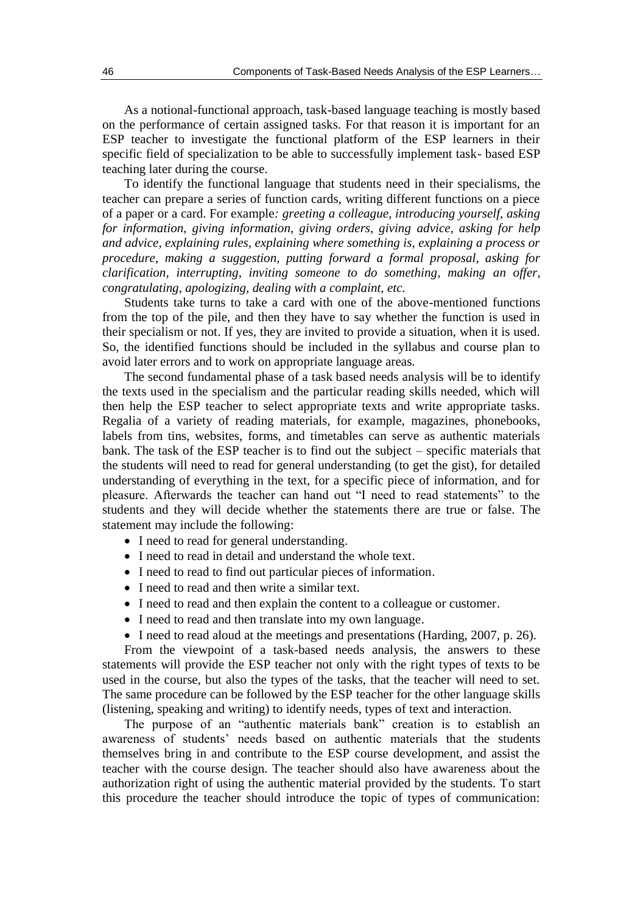As a notional-functional approach, task-based language teaching is mostly based on the performance of certain assigned tasks. For that reason it is important for an ESP teacher to investigate the functional platform of the ESP learners in their specific field of specialization to be able to successfully implement task- based ESP teaching later during the course.

To identify the functional language that students need in their specialisms, the teacher can prepare a series of function cards, writing different functions on a piece of a paper or a card. For example*: greeting a colleague, introducing yourself, asking for information, giving information, giving orders, giving advice, asking for help and advice, explaining rules, explaining where something is, explaining a process or procedure, making a suggestion, putting forward a formal proposal, asking for clarification, interrupting, inviting someone to do something, making an offer, congratulating, apologizing, dealing with a complaint, etc.*

Students take turns to take a card with one of the above-mentioned functions from the top of the pile, and then they have to say whether the function is used in their specialism or not. If yes, they are invited to provide a situation, when it is used. So, the identified functions should be included in the syllabus and course plan to avoid later errors and to work on appropriate language areas.

The second fundamental phase of a task based needs analysis will be to identify the texts used in the specialism and the particular reading skills needed, which will then help the ESP teacher to select appropriate texts and write appropriate tasks. Regalia of a variety of reading materials, for example, magazines, phonebooks, labels from tins, websites, forms, and timetables can serve as authentic materials bank. The task of the ESP teacher is to find out the subject – specific materials that the students will need to read for general understanding (to get the gist), for detailed understanding of everything in the text, for a specific piece of information, and for pleasure. Afterwards the teacher can hand out "I need to read statements" to the students and they will decide whether the statements there are true or false. The statement may include the following:

- I need to read for general understanding.
- I need to read in detail and understand the whole text.
- I need to read to find out particular pieces of information.
- I need to read and then write a similar text.
- I need to read and then explain the content to a colleague or customer.
- I need to read and then translate into my own language.
- I need to read aloud at the meetings and presentations (Harding, 2007, p. 26).

From the viewpoint of a task-based needs analysis, the answers to these statements will provide the ESP teacher not only with the right types of texts to be used in the course, but also the types of the tasks, that the teacher will need to set. The same procedure can be followed by the ESP teacher for the other language skills (listening, speaking and writing) to identify needs, types of text and interaction.

The purpose of an "authentic materials bank" creation is to establish an awareness of students' needs based on authentic materials that the students themselves bring in and contribute to the ESP course development, and assist the teacher with the course design. The teacher should also have awareness about the authorization right of using the authentic material provided by the students. To start this procedure the teacher should introduce the topic of types of communication: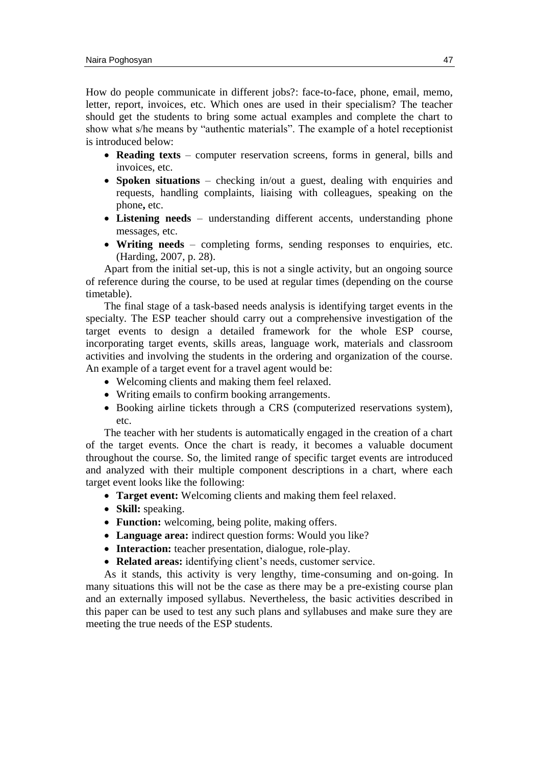How do people communicate in different jobs?: face-to-face, phone, email, memo, letter, report, invoices, etc. Which ones are used in their specialism? The teacher should get the students to bring some actual examples and complete the chart to show what s/he means by "authentic materials". The example of a hotel receptionist is introduced below:

- **Reading texts** – computer reservation screens, forms in general, bills and invoices, etc.
- **Spoken situations** – checking in/out a guest, dealing with enquiries and requests, handling complaints, liaising with colleagues, speaking on the phone**,** etc.
- **Listening needs** – understanding different accents, understanding phone messages, etc.
- **Writing needs** – completing forms, sending responses to enquiries, etc. (Harding, 2007, p. 28).

Apart from the initial set-up, this is not a single activity, but an ongoing source of reference during the course, to be used at regular times (depending on the course timetable).

The final stage of a task-based needs analysis is identifying target events in the specialty. The ESP teacher should carry out a comprehensive investigation of the target events to design a detailed framework for the whole ESP course, incorporating target events, skills areas, language work, materials and classroom activities and involving the students in the ordering and organization of the course. An example of a target event for a travel agent would be:

- Welcoming clients and making them feel relaxed.
- Writing emails to confirm booking arrangements.
- Booking airline tickets through a CRS (computerized reservations system), etc.

The teacher with her students is automatically engaged in the creation of a chart of the target events. Once the chart is ready, it becomes a valuable document throughout the course. So, the limited range of specific target events are introduced and analyzed with their multiple component descriptions in a chart, where each target event looks like the following:

- **Target event:** Welcoming clients and making them feel relaxed.
- **Skill:** speaking.
- **Function:** welcoming, being polite, making offers.
- **Language area:** indirect question forms: Would you like?
- **Interaction:** teacher presentation, dialogue, role-play.
- **Related areas:** identifying client's needs, customer service.

As it stands, this activity is very lengthy, time-consuming and on-going. In many situations this will not be the case as there may be a pre-existing course plan and an externally imposed syllabus. Nevertheless, the basic activities described in this paper can be used to test any such plans and syllabuses and make sure they are meeting the true needs of the ESP students.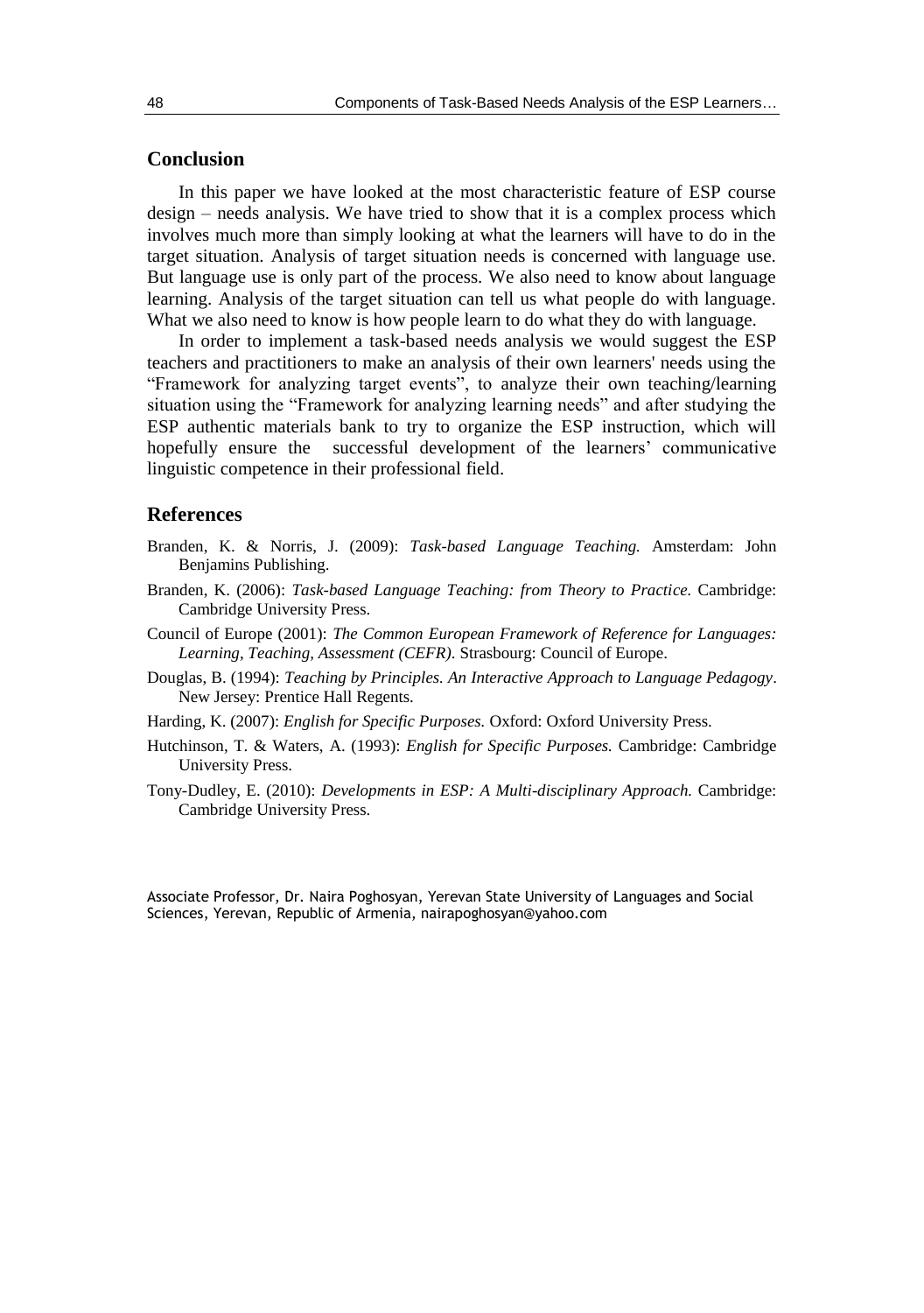## Conclusion

In this paper we have looked at the most characteristic feature of ESP course design – needs analysis. We have tried to show that it is a complex process which involves much more than simply looking at what the learners will have to do in the target situation. Analysis of target situation needs is concerned with language use. But language use is only part of the process. We also need to know about language learning. Analysis of the target situation can tell us what people do with language. What we also need to know is how people learn to do what they do with language.

In order to implement a task-based needs analysis we would suggest the ESP teachers and practitioners to make an analysis of their own learners' needs using the "Framework for analyzing target events", to analyze their own teaching/learning situation using the "Framework for analyzing learning needs" and after studying the ESP authentic materials bank to try to organize the ESP instruction, which will hopefully ensure the successful development of the learners' communicative linguistic competence in their professional field.

## References

Branden, K. & Norris, J. (2009): *Task-based Language Teaching.* Amsterdam: John Benjamins Publishing.

Branden, K. (2006): *Task-based Language Teaching: from Theory to Practice.* Cambridge: Cambridge University Press.

Council of Europe (2001): *The Common European Framework of Reference for Languages: Learning, Teaching, Assessment (CEFR).* Strasbourg: Council of Europe.

Douglas, B. (1994): *Teaching by Principles. An Interactive Approach to Language Pedagogy*. New Jersey: Prentice Hall Regents.

Harding, K. (2007): *English for Specific Purposes.* Oxford: Oxford University Press.

Hutchinson, T. & Waters, A. (1993): *English for Specific Purposes.* Cambridge: Cambridge University Press.

Tony-Dudley, E. (2010): *Developments in ESP: A Multi-disciplinary Approach.* Cambridge: Cambridge University Press.

Associate Professor, Dr. Naira Poghosyan, Yerevan State University of Languages and Social Sciences, Yerevan, Republic of Armenia, nairapoghosyan@yahoo.com